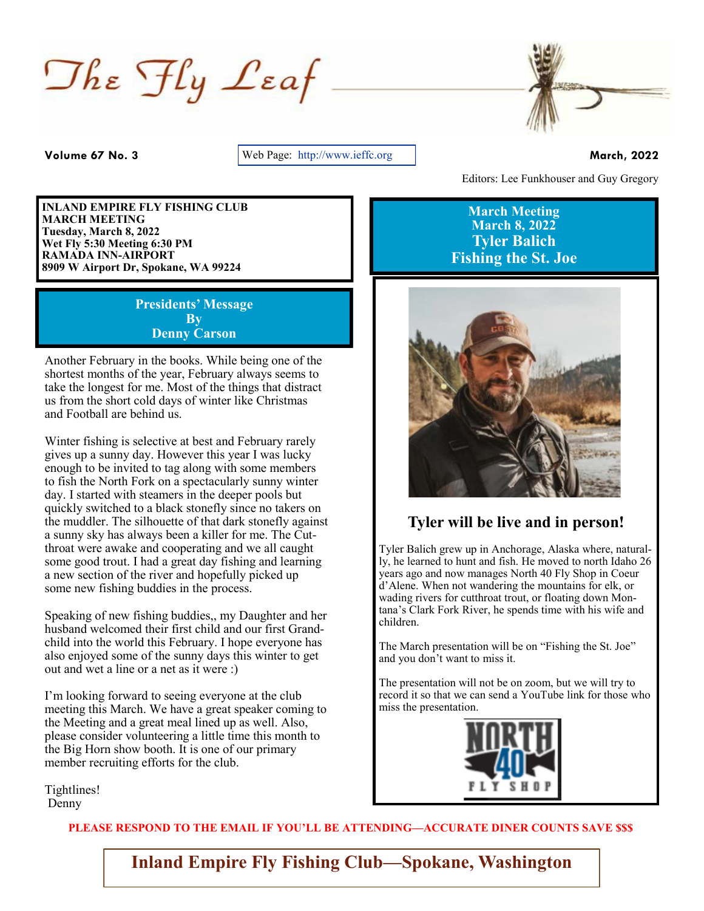# The Fly Leaf

**Volume 67 No. 3** | Web Page: http://www.ieffc.org | **March, 2022**

Editors: Lee Funkhouser and Guy Gregory

**INLAND EMPIRE FLY FISHING CLUB**
**MARCH MEETING**
**Tuesday, March 8, 2022**
**Wet Fly 5:30 Meeting 6:30 PM**
**RAMADA INN-AIRPORT**
**8909 W Airport Dr, Spokane, WA 99224**

## Presidents' Message By Denny Carson

Another February in the books. While being one of the shortest months of the year, February always seems to take the longest for me. Most of the things that distract us from the short cold days of winter like Christmas and Football are behind us.

Winter fishing is selective at best and February rarely gives up a sunny day. However this year I was lucky enough to be invited to tag along with some members to fish the North Fork on a spectacularly sunny winter day. I started with steamers in the deeper pools but quickly switched to a black stonefly since no takers on the muddler. The silhouette of that dark stonefly against a sunny sky has always been a killer for me. The Cutthroat were awake and cooperating and we all caught some good trout. I had a great day fishing and learning a new section of the river and hopefully picked up some new fishing buddies in the process.

Speaking of new fishing buddies,, my Daughter and her husband welcomed their first child and our first Grandchild into the world this February. I hope everyone has also enjoyed some of the sunny days this winter to get out and wet a line or a net as it were :)

I'm looking forward to seeing everyone at the club meeting this March. We have a great speaker coming to the Meeting and a great meal lined up as well. Also, please consider volunteering a little time this month to the Big Horn show booth. It is one of our primary member recruiting efforts for the club.

Tightlines!
Denny

## March Meeting March 8, 2022 Tyler Balich Fishing the St. Joe

### Tyler will be live and in person!

Tyler Balich grew up in Anchorage, Alaska where, naturally, he learned to hunt and fish. He moved to north Idaho 26 years ago and now manages North 40 Fly Shop in Coeur d'Alene. When not wandering the mountains for elk, or wading rivers for cutthroat trout, or floating down Montana's Clark Fork River, he spends time with his wife and children.

The March presentation will be on "Fishing the St. Joe" and you don't want to miss it.

The presentation will not be on zoom, but we will try to record it so that we can send a YouTube link for those who miss the presentation.

NORTH 40 FLY SHOP

**PLEASE RESPOND TO THE EMAIL IF YOU'LL BE ATTENDING—ACCURATE DINER COUNTS SAVE $$$**

**Inland Empire Fly Fishing Club—Spokane, Washington**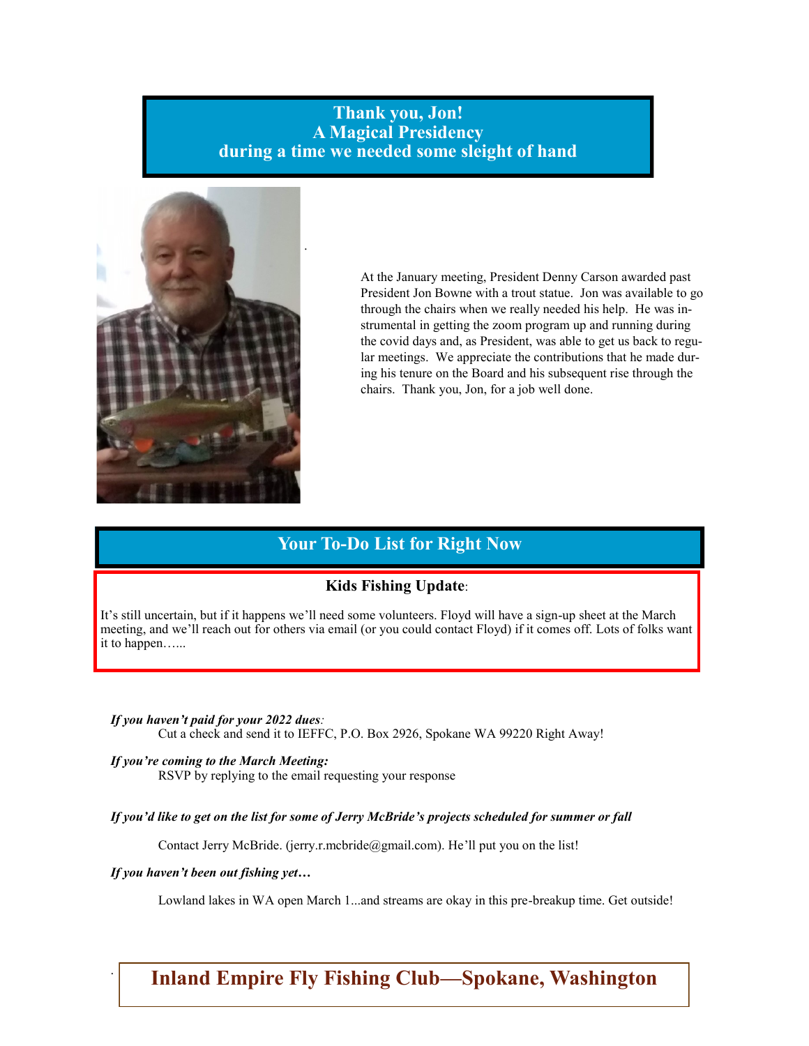## Thank you, Jon!
## A Magical Presidency
## during a time we needed some sleight of hand

At the January meeting, President Denny Carson awarded past President Jon Bowne with a trout statue. Jon was available to go through the chairs when we really needed his help. He was instrumental in getting the zoom program up and running during the covid days and, as President, was able to get us back to regular meetings. We appreciate the contributions that he made during his tenure on the Board and his subsequent rise through the chairs. Thank you, Jon, for a job well done.

## Your To-Do List for Right Now

**Kids Fishing Update**:

It's still uncertain, but if it happens we'll need some volunteers. Floyd will have a sign-up sheet at the March meeting, and we'll reach out for others via email (or you could contact Floyd) if it comes off. Lots of folks want it to happen…...

***If you haven't paid for your 2022 dues:***

Cut a check and send it to IEFFC, P.O. Box 2926, Spokane WA 99220 Right Away!

***If you're coming to the March Meeting:***

RSVP by replying to the email requesting your response

***If you'd like to get on the list for some of Jerry McBride's projects scheduled for summer or fall***

Contact Jerry McBride. (jerry.r.mcbride@gmail.com). He'll put you on the list!

***If you haven't been out fishing yet…***

Lowland lakes in WA open March 1...and streams are okay in this pre-breakup time. Get outside!

**Inland Empire Fly Fishing Club—Spokane, Washington**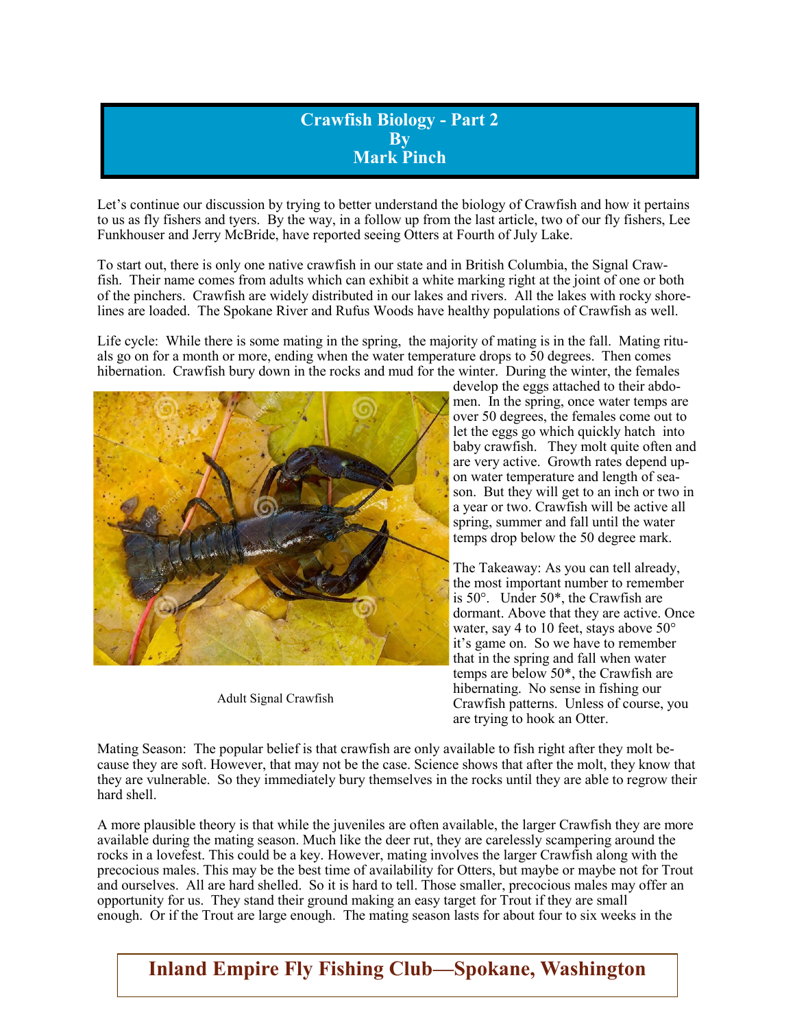## Crawfish Biology - Part 2
## By
## Mark Pinch

Let's continue our discussion by trying to better understand the biology of Crawfish and how it pertains to us as fly fishers and tyers. By the way, in a follow up from the last article, two of our fly fishers, Lee Funkhouser and Jerry McBride, have reported seeing Otters at Fourth of July Lake.

To start out, there is only one native crawfish in our state and in British Columbia, the Signal Crawfish. Their name comes from adults which can exhibit a white marking right at the joint of one or both of the pinchers. Crawfish are widely distributed in our lakes and rivers. All the lakes with rocky shorelines are loaded. The Spokane River and Rufus Woods have healthy populations of Crawfish as well.

Life cycle: While there is some mating in the spring, the majority of mating is in the fall. Mating rituals go on for a month or more, ending when the water temperature drops to 50 degrees. Then comes hibernation. Crawfish bury down in the rocks and mud for the winter. During the winter, the females develop the eggs attached to their abdomen. In the spring, once water temps are over 50 degrees, the females come out to let the eggs go which quickly hatch into baby crawfish. They molt quite often and are very active. Growth rates depend upon water temperature and length of season. But they will get to an inch or two in a year or two. Crawfish will be active all spring, summer and fall until the water temps drop below the 50 degree mark.

Adult Signal Crawfish

The Takeaway: As you can tell already, the most important number to remember is 50°. Under 50*, the Crawfish are dormant. Above that they are active. Once water, say 4 to 10 feet, stays above 50° it's game on. So we have to remember that in the spring and fall when water temps are below 50*, the Crawfish are hibernating. No sense in fishing our Crawfish patterns. Unless of course, you are trying to hook an Otter.

Mating Season: The popular belief is that crawfish are only available to fish right after they molt because they are soft. However, that may not be the case. Science shows that after the molt, they know that they are vulnerable. So they immediately bury themselves in the rocks until they are able to regrow their hard shell.

A more plausible theory is that while the juveniles are often available, the larger Crawfish they are more available during the mating season. Much like the deer rut, they are carelessly scampering around the rocks in a lovefest. This could be a key. However, mating involves the larger Crawfish along with the precocious males. This may be the best time of availability for Otters, but maybe or maybe not for Trout and ourselves. All are hard shelled. So it is hard to tell. Those smaller, precocious males may offer an opportunity for us. They stand their ground making an easy target for Trout if they are small enough. Or if the Trout are large enough. The mating season lasts for about four to six weeks in the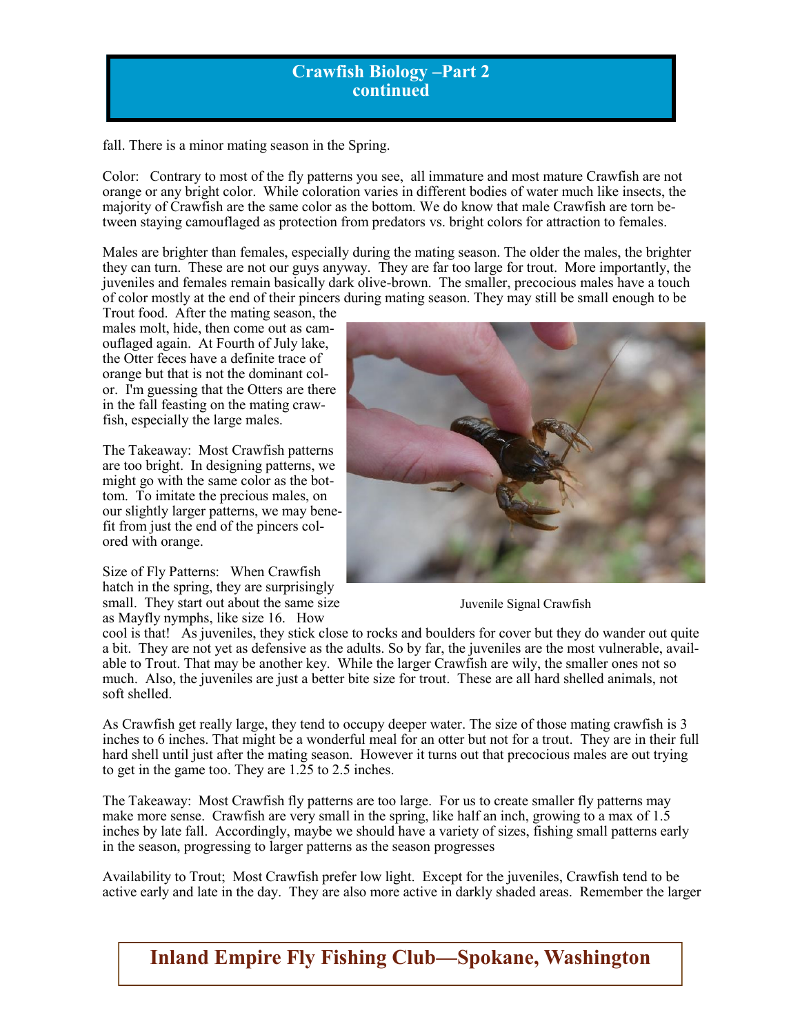## Crawfish Biology –Part 2 continued

fall. There is a minor mating season in the Spring.

Color: Contrary to most of the fly patterns you see, all immature and most mature Crawfish are not orange or any bright color. While coloration varies in different bodies of water much like insects, the majority of Crawfish are the same color as the bottom. We do know that male Crawfish are torn between staying camouflaged as protection from predators vs. bright colors for attraction to females.

Males are brighter than females, especially during the mating season. The older the males, the brighter they can turn. These are not our guys anyway. They are far too large for trout. More importantly, the juveniles and females remain basically dark olive-brown. The smaller, precocious males have a touch of color mostly at the end of their pincers during mating season. They may still be small enough to be Trout food. After the mating season, the males molt, hide, then come out as camouflaged again. At Fourth of July lake, the Otter feces have a definite trace of orange but that is not the dominant color. I'm guessing that the Otters are there in the fall feasting on the mating crawfish, especially the large males.

The Takeaway: Most Crawfish patterns are too bright. In designing patterns, we might go with the same color as the bottom. To imitate the precious males, on our slightly larger patterns, we may benefit from just the end of the pincers colored with orange.

Juvenile Signal Crawfish

Size of Fly Patterns: When Crawfish hatch in the spring, they are surprisingly small. They start out about the same size as Mayfly nymphs, like size 16. How cool is that! As juveniles, they stick close to rocks and boulders for cover but they do wander out quite a bit. They are not yet as defensive as the adults. So by far, the juveniles are the most vulnerable, available to Trout. That may be another key. While the larger Crawfish are wily, the smaller ones not so much. Also, the juveniles are just a better bite size for trout. These are all hard shelled animals, not soft shelled.

As Crawfish get really large, they tend to occupy deeper water. The size of those mating crawfish is 3 inches to 6 inches. That might be a wonderful meal for an otter but not for a trout. They are in their full hard shell until just after the mating season. However it turns out that precocious males are out trying to get in the game too. They are 1.25 to 2.5 inches.

The Takeaway: Most Crawfish fly patterns are too large. For us to create smaller fly patterns may make more sense. Crawfish are very small in the spring, like half an inch, growing to a max of 1.5 inches by late fall. Accordingly, maybe we should have a variety of sizes, fishing small patterns early in the season, progressing to larger patterns as the season progresses

Availability to Trout; Most Crawfish prefer low light. Except for the juveniles, Crawfish tend to be active early and late in the day. They are also more active in darkly shaded areas. Remember the larger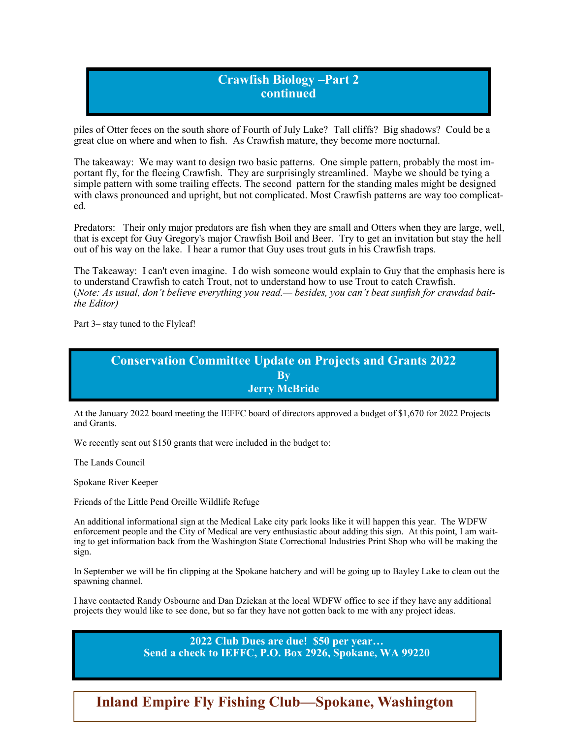## Crawfish Biology –Part 2 continued

piles of Otter feces on the south shore of Fourth of July Lake? Tall cliffs? Big shadows? Could be a great clue on where and when to fish. As Crawfish mature, they become more nocturnal.

The takeaway: We may want to design two basic patterns. One simple pattern, probably the most important fly, for the fleeing Crawfish. They are surprisingly streamlined. Maybe we should be tying a simple pattern with some trailing effects. The second pattern for the standing males might be designed with claws pronounced and upright, but not complicated. Most Crawfish patterns are way too complicated.

Predators: Their only major predators are fish when they are small and Otters when they are large, well, that is except for Guy Gregory's major Crawfish Boil and Beer. Try to get an invitation but stay the hell out of his way on the lake. I hear a rumor that Guy uses trout guts in his Crawfish traps.

The Takeaway: I can't even imagine. I do wish someone would explain to Guy that the emphasis here is to understand Crawfish to catch Trout, not to understand how to use Trout to catch Crawfish. (*Note: As usual, don't believe everything you read.— besides, you can't beat sunfish for crawdad bait- the Editor)*

Part 3– stay tuned to the Flyleaf!

## Conservation Committee Update on Projects and Grants 2022
**By**
**Jerry McBride**

At the January 2022 board meeting the IEFFC board of directors approved a budget of $1,670 for 2022 Projects and Grants.

We recently sent out $150 grants that were included in the budget to:

The Lands Council

Spokane River Keeper

Friends of the Little Pend Oreille Wildlife Refuge

An additional informational sign at the Medical Lake city park looks like it will happen this year. The WDFW enforcement people and the City of Medical are very enthusiastic about adding this sign. At this point, I am waiting to get information back from the Washington State Correctional Industries Print Shop who will be making the sign.

In September we will be fin clipping at the Spokane hatchery and will be going up to Bayley Lake to clean out the spawning channel.

I have contacted Randy Osbourne and Dan Dziekan at the local WDFW office to see if they have any additional projects they would like to see done, but so far they have not gotten back to me with any project ideas.

**2022 Club Dues are due! $50 per year…**
**Send a check to IEFFC, P.O. Box 2926, Spokane, WA 99220**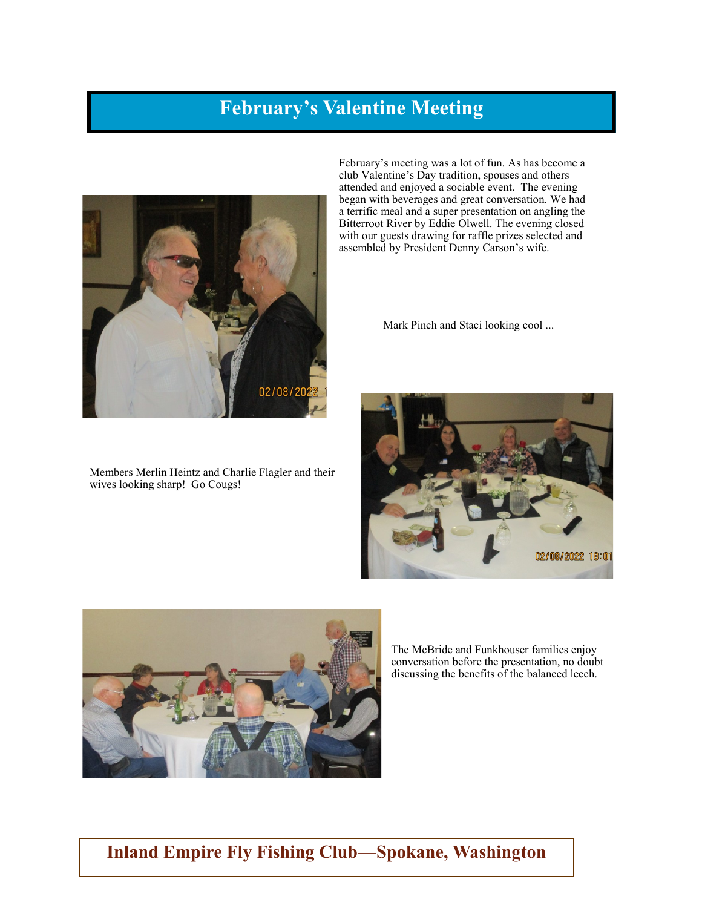# February's Valentine Meeting

February's meeting was a lot of fun. As has become a club Valentine's Day tradition, spouses and others attended and enjoyed a sociable event. The evening began with beverages and great conversation. We had a terrific meal and a super presentation on angling the Bitterroot River by Eddie Olwell. The evening closed with our guests drawing for raffle prizes selected and assembled by President Denny Carson's wife.

Mark Pinch and Staci looking cool ...

Members Merlin Heintz and Charlie Flagler and their wives looking sharp! Go Cougs!

The McBride and Funkhouser families enjoy conversation before the presentation, no doubt discussing the benefits of the balanced leech.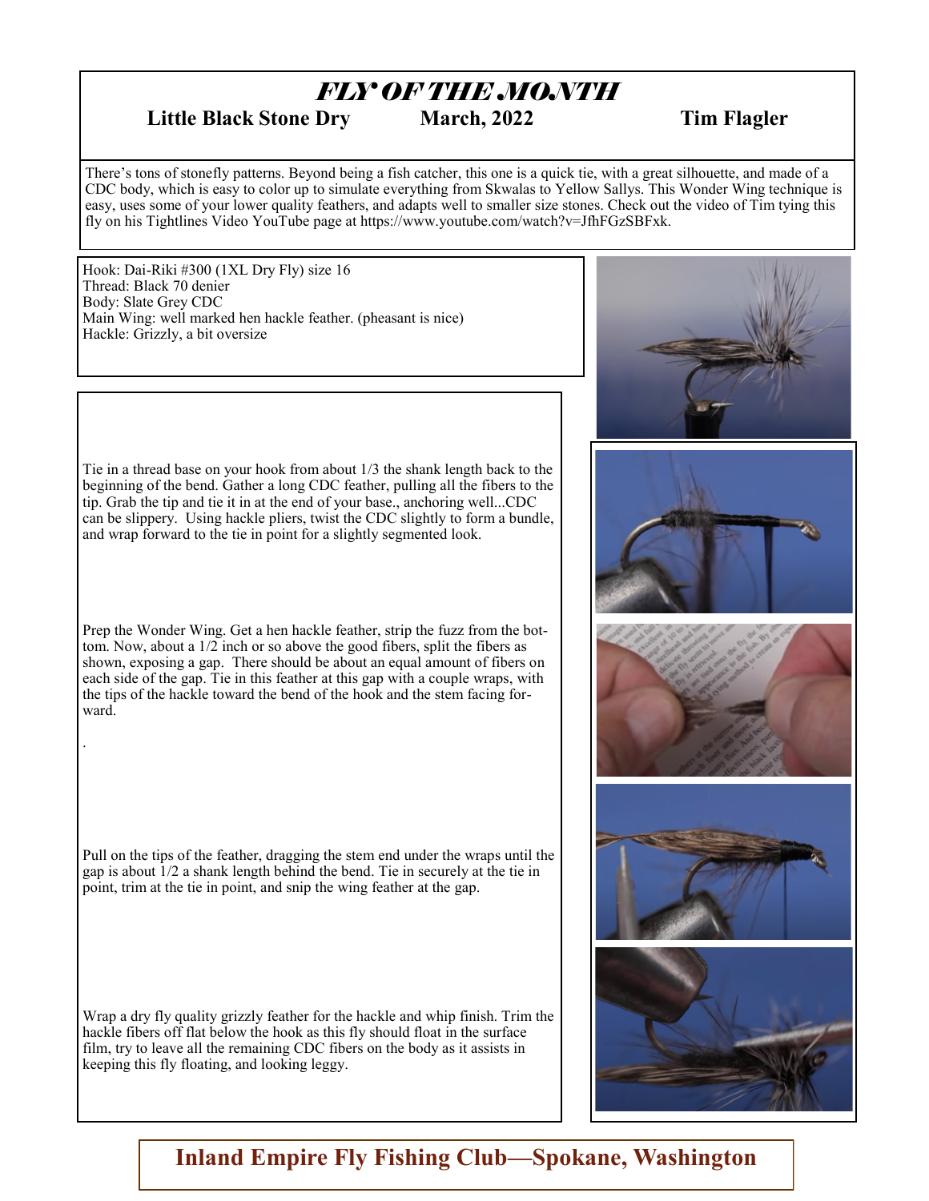# *FLY OF THE MONTH*

**Little Black Stone Dry** **March, 2022** **Tim Flagler**

There's tons of stonefly patterns. Beyond being a fish catcher, this one is a quick tie, with a great silhouette, and made of a CDC body, which is easy to color up to simulate everything from Skwalas to Yellow Sallys. This Wonder Wing technique is easy, uses some of your lower quality feathers, and adapts well to smaller size stones. Check out the video of Tim tying this fly on his Tightlines Video YouTube page at https://www.youtube.com/watch?v=JfhFGzSBFxk.

Hook: Dai-Riki #300 (1XL Dry Fly) size 16
Thread: Black 70 denier
Body: Slate Grey CDC
Main Wing: well marked hen hackle feather. (pheasant is nice)
Hackle: Grizzly, a bit oversize

Tie in a thread base on your hook from about 1/3 the shank length back to the beginning of the bend. Gather a long CDC feather, pulling all the fibers to the tip. Grab the tip and tie it in at the end of your base., anchoring well...CDC can be slippery. Using hackle pliers, twist the CDC slightly to form a bundle, and wrap forward to the tie in point for a slightly segmented look.

Prep the Wonder Wing. Get a hen hackle feather, strip the fuzz from the bottom. Now, about a 1/2 inch or so above the good fibers, split the fibers as shown, exposing a gap. There should be about an equal amount of fibers on each side of the gap. Tie in this feather at this gap with a couple wraps, with the tips of the hackle toward the bend of the hook and the stem facing forward.

Pull on the tips of the feather, dragging the stem end under the wraps until the gap is about 1/2 a shank length behind the bend. Tie in securely at the tie in point, trim at the tie in point, and snip the wing feather at the gap.

Wrap a dry fly quality grizzly feather for the hackle and whip finish. Trim the hackle fibers off flat below the hook as this fly should float in the surface film, try to leave all the remaining CDC fibers on the body as it assists in keeping this fly floating, and looking leggy.

**Inland Empire Fly Fishing Club—Spokane, Washington**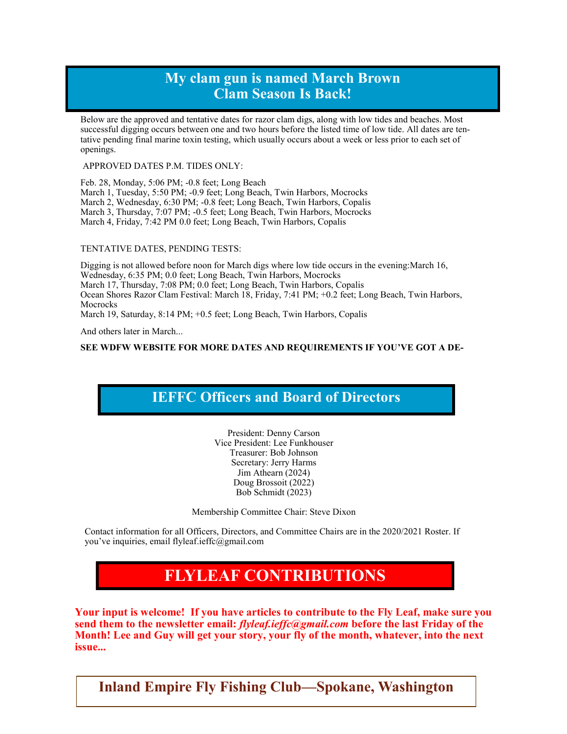## My clam gun is named March Brown
## Clam Season Is Back!

Below are the approved and tentative dates for razor clam digs, along with low tides and beaches. Most successful digging occurs between one and two hours before the listed time of low tide. All dates are tentative pending final marine toxin testing, which usually occurs about a week or less prior to each set of openings.

APPROVED DATES P.M. TIDES ONLY:

Feb. 28, Monday, 5:06 PM; -0.8 feet; Long Beach
March 1, Tuesday, 5:50 PM; -0.9 feet; Long Beach, Twin Harbors, Mocrocks
March 2, Wednesday, 6:30 PM; -0.8 feet; Long Beach, Twin Harbors, Copalis
March 3, Thursday, 7:07 PM; -0.5 feet; Long Beach, Twin Harbors, Mocrocks
March 4, Friday, 7:42 PM 0.0 feet; Long Beach, Twin Harbors, Copalis

TENTATIVE DATES, PENDING TESTS:

Digging is not allowed before noon for March digs where low tide occurs in the evening:March 16, Wednesday, 6:35 PM; 0.0 feet; Long Beach, Twin Harbors, Mocrocks
March 17, Thursday, 7:08 PM; 0.0 feet; Long Beach, Twin Harbors, Copalis
Ocean Shores Razor Clam Festival: March 18, Friday, 7:41 PM; +0.2 feet; Long Beach, Twin Harbors, Mocrocks
March 19, Saturday, 8:14 PM; +0.5 feet; Long Beach, Twin Harbors, Copalis

And others later in March...

**SEE WDFW WEBSITE FOR MORE DATES AND REQUIREMENTS IF YOU'VE GOT A DE-**

## IEFFC Officers and Board of Directors

President: Denny Carson
Vice President: Lee Funkhouser
Treasurer: Bob Johnson
Secretary: Jerry Harms
Jim Athearn (2024)
Doug Brossoit (2022)
Bob Schmidt (2023)

Membership Committee Chair: Steve Dixon

Contact information for all Officers, Directors, and Committee Chairs are in the 2020/2021 Roster. If you've inquiries, email flyleaf.ieffc@gmail.com

## FLYLEAF CONTRIBUTIONS

**Your input is welcome! If you have articles to contribute to the Fly Leaf, make sure you send them to the newsletter email: *flyleaf.ieffc@gmail.com* before the last Friday of the Month! Lee and Guy will get your story, your fly of the month, whatever, into the next issue...**

## Inland Empire Fly Fishing Club—Spokane, Washington